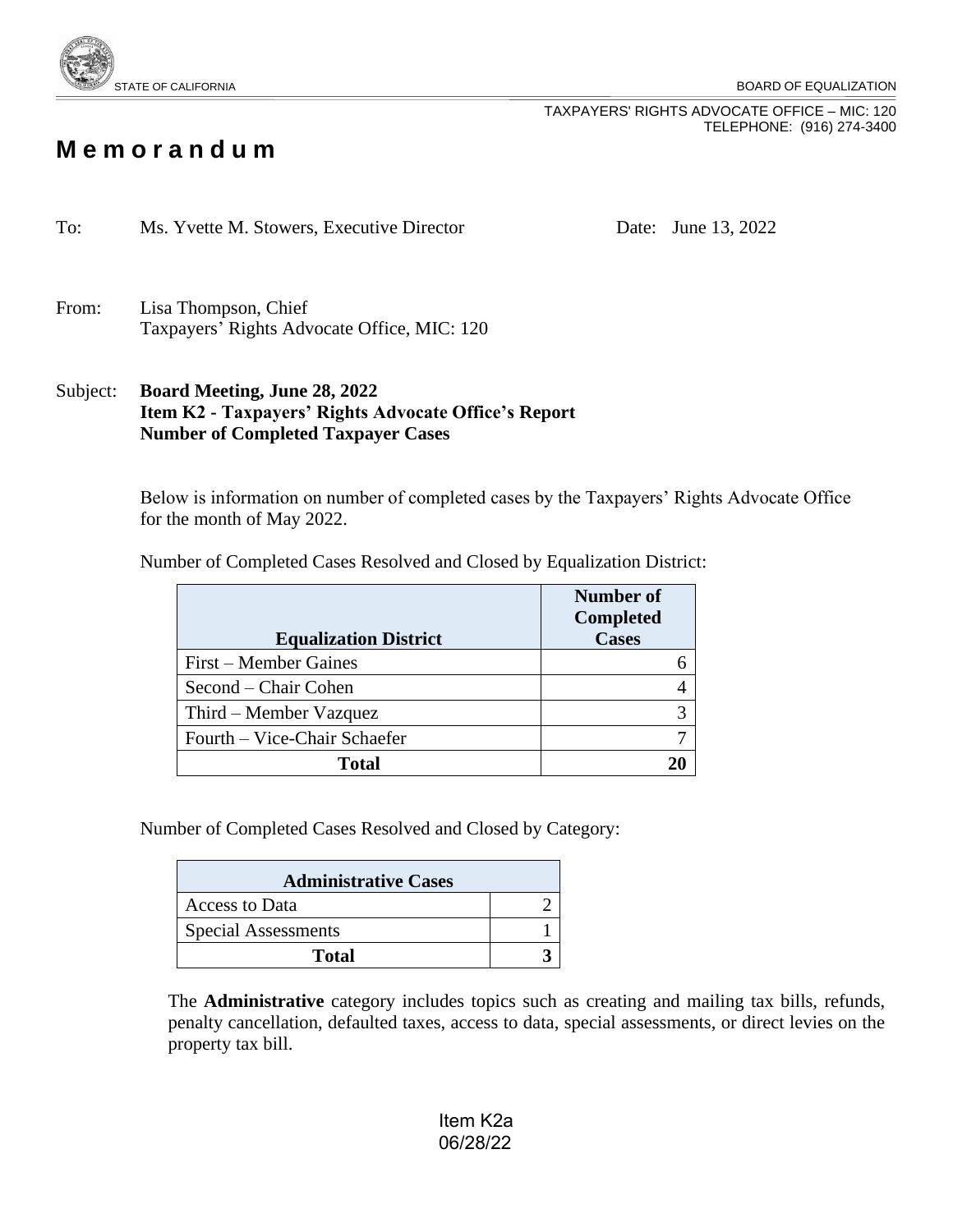STATE OF CALIFORNIA BOARD OF EQUALIZATION

TAXPAYERS' RIGHTS ADVOCATE OFFICE – MIC: 120
TELEPHONE: (916) 274-3400

# Memorandum

To: Ms. Yvette M. Stowers, Executive Director Date: June 13, 2022

From: Lisa Thompson, Chief
Taxpayers' Rights Advocate Office, MIC: 120

Subject: **Board Meeting, June 28, 2022**
**Item K2 - Taxpayers' Rights Advocate Office's Report**
**Number of Completed Taxpayer Cases**

Below is information on number of completed cases by the Taxpayers' Rights Advocate Office for the month of May 2022.

Number of Completed Cases Resolved and Closed by Equalization District:

| Equalization District | Number of Completed Cases |
|---|---|
| First – Member Gaines | 6 |
| Second – Chair Cohen | 4 |
| Third – Member Vazquez | 3 |
| Fourth – Vice-Chair Schaefer | 7 |
| **Total** | **20** |

Number of Completed Cases Resolved and Closed by Category:

| Administrative Cases | |
|---|---|
| Access to Data | 2 |
| Special Assessments | 1 |
| **Total** | **3** |

The **Administrative** category includes topics such as creating and mailing tax bills, refunds, penalty cancellation, defaulted taxes, access to data, special assessments, or direct levies on the property tax bill.

Item K2a
06/28/22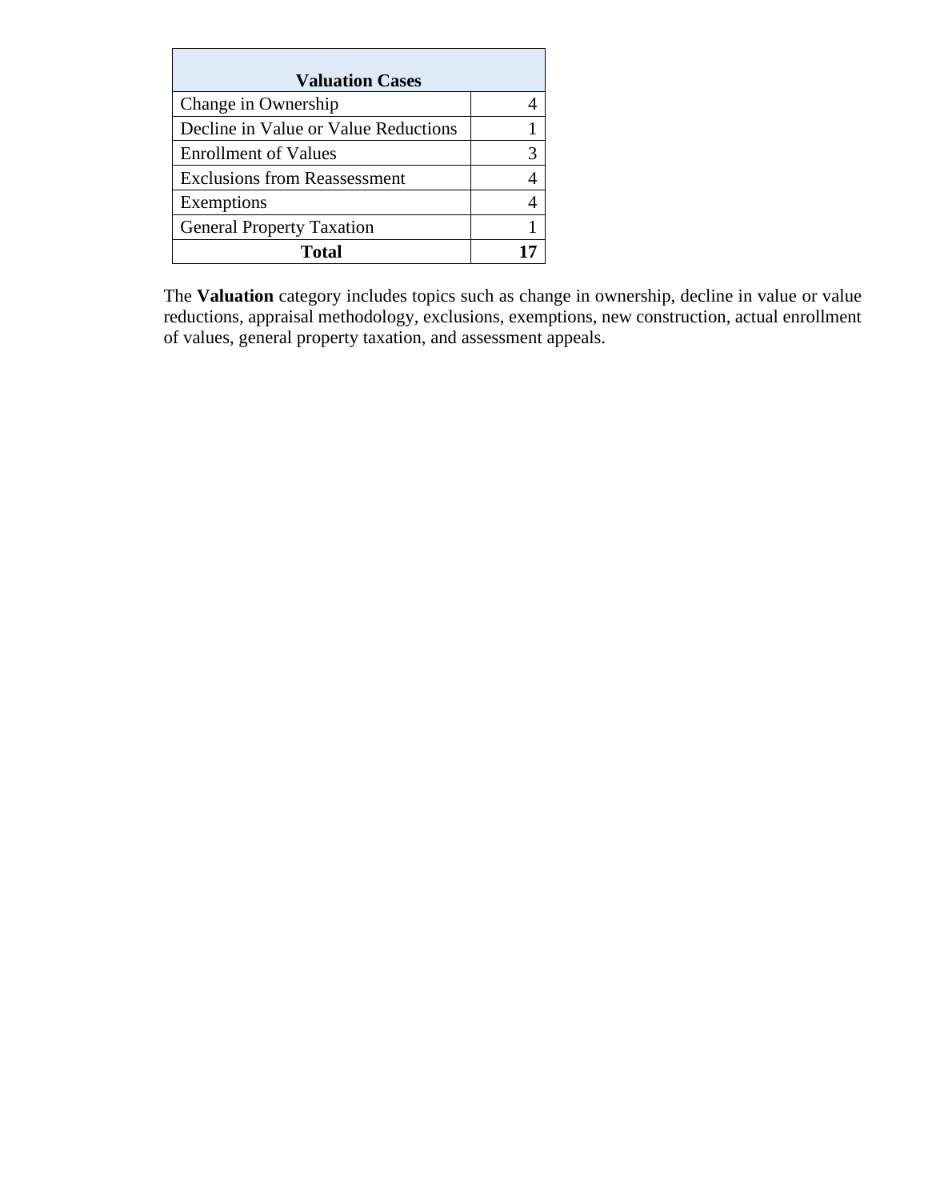| Valuation Cases | |
|---|---|
| Change in Ownership | 4 |
| Decline in Value or Value Reductions | 1 |
| Enrollment of Values | 3 |
| Exclusions from Reassessment | 4 |
| Exemptions | 4 |
| General Property Taxation | 1 |
| **Total** | **17** |

The **Valuation** category includes topics such as change in ownership, decline in value or value reductions, appraisal methodology, exclusions, exemptions, new construction, actual enrollment of values, general property taxation, and assessment appeals.